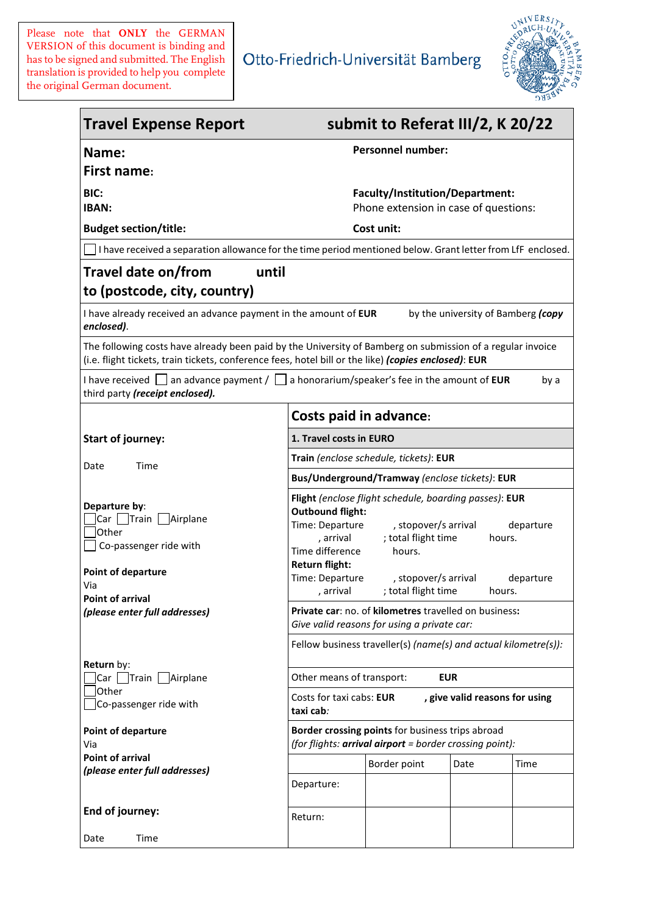Please note that **ONLY** the GERMAN VERSION of this document is binding and has to be signed and submitted. The English translation is provided to help you complete the original German document.

Otto-Friedrich-Universität Bamberg

## Travel Expense Report — submit to Referat III/2, K 20/22

**Name:**
**First name:**

**Personnel number:**

**BIC:**
**IBAN:**

**Faculty/Institution/Department:**
Phone extension in case of questions:

**Budget section/title:**

**Cost unit:**

☐ I have received a separation allowance for the time period mentioned below. Grant letter from LfF enclosed.

**Travel date on/from** **until**
**to (postcode, city, country)**

I have already received an advance payment in the amount of **EUR** by the university of Bamberg ***(copy enclosed)***.

The following costs have already been paid by the University of Bamberg on submission of a regular invoice (i.e. flight tickets, train tickets, conference fees, hotel bill or the like) ***(copies enclosed)***: **EUR**

I have received ☐ an advance payment / ☐ a honorarium/speaker's fee in the amount of **EUR** by a third party ***(receipt enclosed).***

**Start of journey:**

Date Time

**Departure by**:
☐ Car ☐ Train ☐ Airplane
☐ Other
☐ Co-passenger ride with

**Point of departure**
Via
**Point of arrival**
***(please enter full addresses)***

**Return** by:
☐ Car ☐ Train ☐ Airplane
☐ Other
☐ Co-passenger ride with

**Point of departure**
Via
**Point of arrival**
***(please enter full addresses)***

**End of journey:**

Date Time

## Costs paid in advance:

**1. Travel costs in EURO**

**Train** *(enclose schedule, tickets)*: **EUR**

**Bus/Underground/Tramway** *(enclose tickets)*: **EUR**

**Flight** *(enclose flight schedule, boarding passes)*: **EUR**
**Outbound flight:**
Time: Departure , stopover/s arrival departure , arrival ; total flight time hours.
Time difference hours.
**Return flight:**
Time: Departure , stopover/s arrival departure , arrival ; total flight time hours.

**Private car**: no. of **kilometres** travelled on business**:**
*Give valid reasons for using a private car:*

Fellow business traveller(s) *(name(s) and actual kilometre(s)):*

Other means of transport: **EUR**

Costs for taxi cabs: **EUR** **, give valid reasons for using taxi cab***:*

**Border crossing points** for business trips abroad
*(for flights: **arrival airport** = border crossing point):*

| | Border point | Date | Time |
|---|---|---|---|
| Departure: | | | |
| Return: | | | |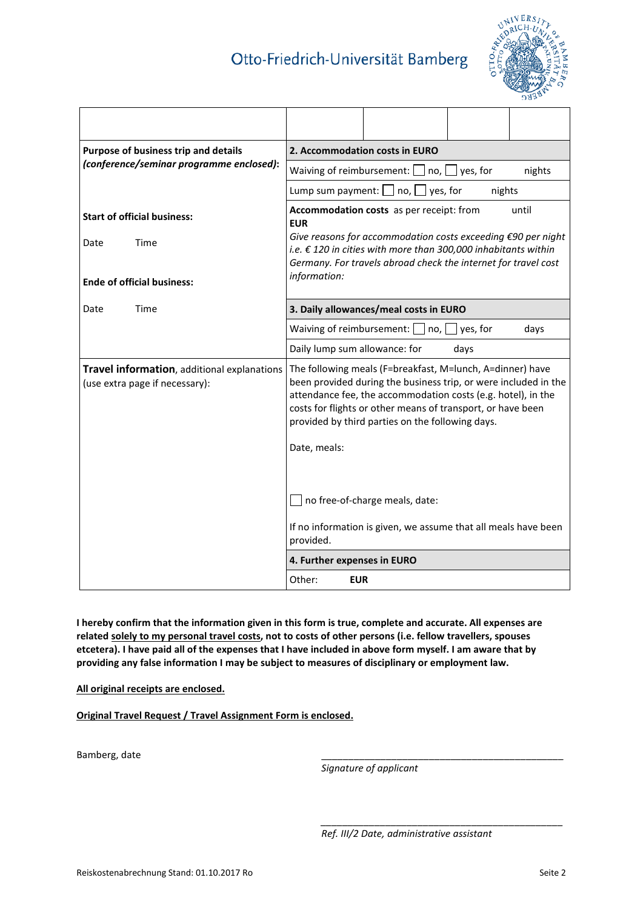Otto-Friedrich-Universität Bamberg

| | |
|---|---|
| | |
| **Purpose of business trip and details** ***(conference/seminar programme enclosed)*:** | **2. Accommodation costs in EURO** |
| | Waiving of reimbursement: ☐ no, ☐ yes, for nights |
| | Lump sum payment: ☐ no, ☐ yes, for nights |
| **Start of official business:**<br><br>Date Time<br><br>**Ende of official business:**<br><br>Date Time | **Accommodation costs** as per receipt: from until **EUR**<br>*Give reasons for accommodation costs exceeding €90 per night i.e. € 120 in cities with more than 300,000 inhabitants within Germany. For travels abroad check the internet for travel cost information:* |
| | **3. Daily allowances/meal costs in EURO** |
| | Waiving of reimbursement: ☐ no, ☐ yes, for days |
| | Daily lump sum allowance: for days |
| **Travel information**, additional explanations (use extra page if necessary): | The following meals (F=breakfast, M=lunch, A=dinner) have been provided during the business trip, or were included in the attendance fee, the accommodation costs (e.g. hotel), in the costs for flights or other means of transport, or have been provided by third parties on the following days.<br><br>Date, meals:<br><br>☐ no free-of-charge meals, date:<br><br>If no information is given, we assume that all meals have been provided. |
| | **4. Further expenses in EURO** |
| | Other: **EUR** |

**I hereby confirm that the information given in this form is true, complete and accurate. All expenses are related solely to my personal travel costs, not to costs of other persons (i.e. fellow travellers, spouses etcetera). I have paid all of the expenses that I have included in above form myself. I am aware that by providing any false information I may be subject to measures of disciplinary or employment law.**

**All original receipts are enclosed.**

**Original Travel Request / Travel Assignment Form is enclosed.**

Bamberg, date

\_\_\_\_\_\_\_\_\_\_\_\_\_\_\_\_\_\_\_\_\_\_\_\_\_\_\_\_\_\_\_\_\_\_\_\_\_\_\_\_\_\_\_\_

*Signature of applicant*

\_\_\_\_\_\_\_\_\_\_\_\_\_\_\_\_\_\_\_\_\_\_\_\_\_\_\_\_\_\_\_\_\_\_\_\_\_\_\_\_\_\_\_\_

*Ref. III/2 Date, administrative assistant*

Reiskostenabrechnung Stand: 01.10.2017 Ro